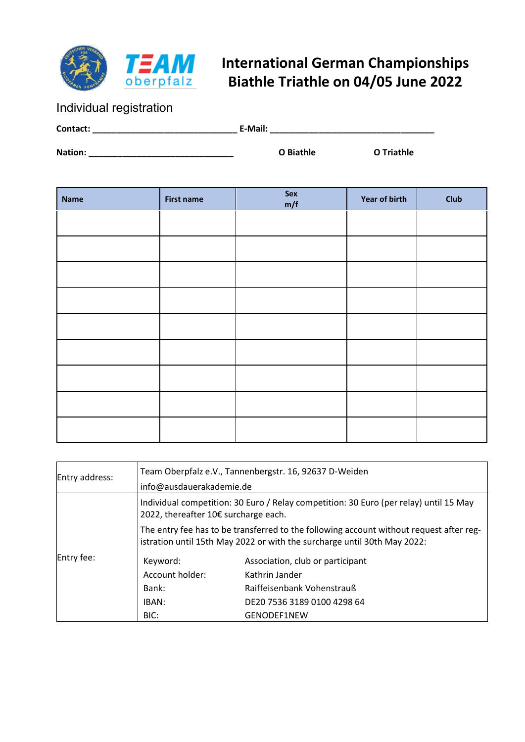# International German Championships Biathle Triathle on 04/05 June 2022

## Individual registration

**Contact:** ______________________________ **E-Mail:** __________________________________

**Nation:** ______________________________ **O Biathle** **O Triathle**

| Name | First name | Sex m/f | Year of birth | Club |
|---|---|---|---|---|
| | | | | |
| | | | | |
| | | | | |
| | | | | |
| | | | | |
| | | | | |
| | | | | |
| | | | | |
| | | | | |

| | |
|---|---|
| Entry address: | Team Oberpfalz e.V., Tannenbergstr. 16, 92637 D-Weiden<br>info@ausdauerakademie.de |
| Entry fee: | Individual competition: 30 Euro / Relay competition: 30 Euro (per relay) until 15 May 2022, thereafter 10€ surcharge each.<br>The entry fee has to be transferred to the following account without request after reg-istration until 15th May 2022 or with the surcharge until 30th May 2022:<br>Keyword: Association, club or participant<br>Account holder: Kathrin Jander<br>Bank: Raiffeisenbank Vohenstrauß<br>IBAN: DE20 7536 3189 0100 4298 64<br>BIC: GENODEF1NEW |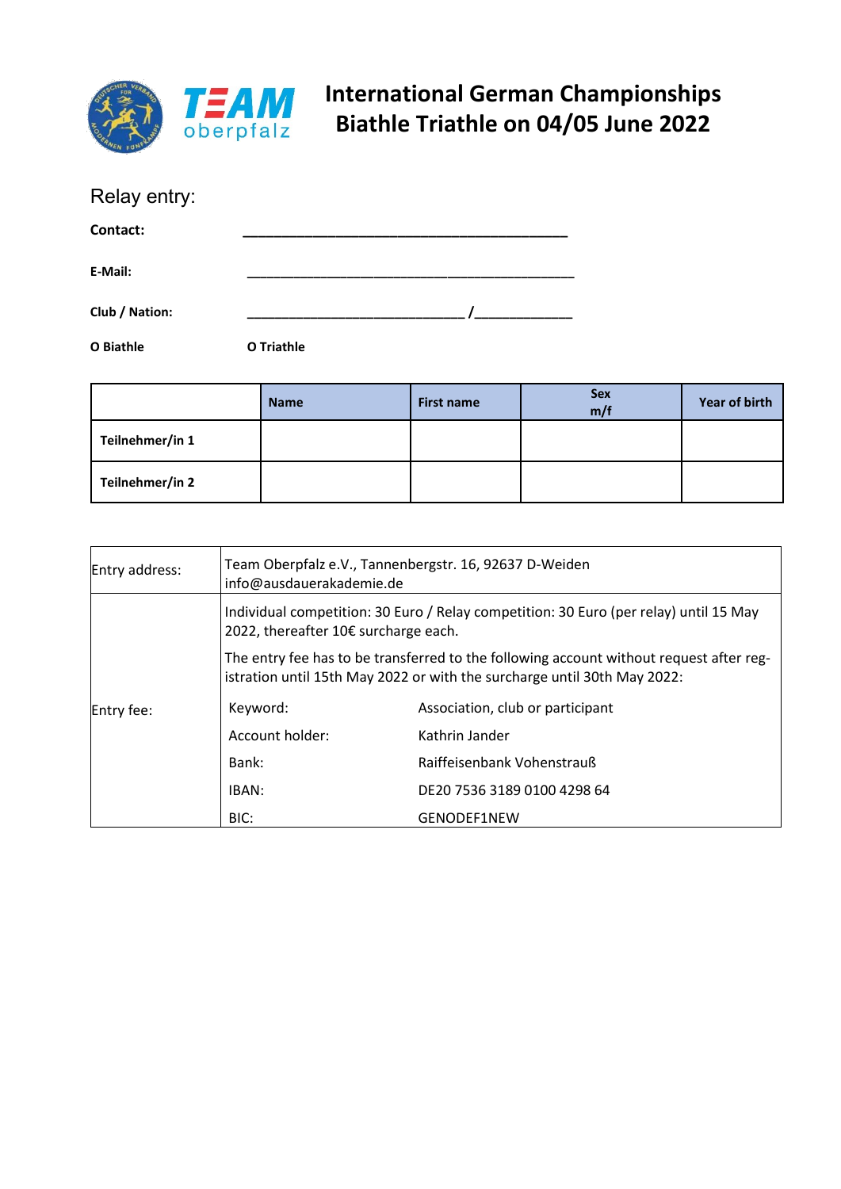TEAM oberpfalz

# International German Championships Biathle Triathle on 04/05 June 2022

## Relay entry:

**Contact:** ______________________________________

**E-Mail:** ______________________________________

**Club / Nation:** _________________________ /____________

**O Biathle** **O Triathle**

| | Name | First name | Sex m/f | Year of birth |
|---|---|---|---|---|
| **Teilnehmer/in 1** | | | | |
| **Teilnehmer/in 2** | | | | |

| | | |
|---|---|---|
| Entry address: | Team Oberpfalz e.V., Tannenbergstr. 16, 92637 D-Weiden<br>info@ausdauerakademie.de | |
| Entry fee: | Individual competition: 30 Euro / Relay competition: 30 Euro (per relay) until 15 May 2022, thereafter 10€ surcharge each.<br>The entry fee has to be transferred to the following account without request after registration until 15th May 2022 or with the surcharge until 30th May 2022: | |
| | Keyword: | Association, club or participant |
| | Account holder: | Kathrin Jander |
| | Bank: | Raiffeisenbank Vohenstrauß |
| | IBAN: | DE20 7536 3189 0100 4298 64 |
| | BIC: | GENODEF1NEW |